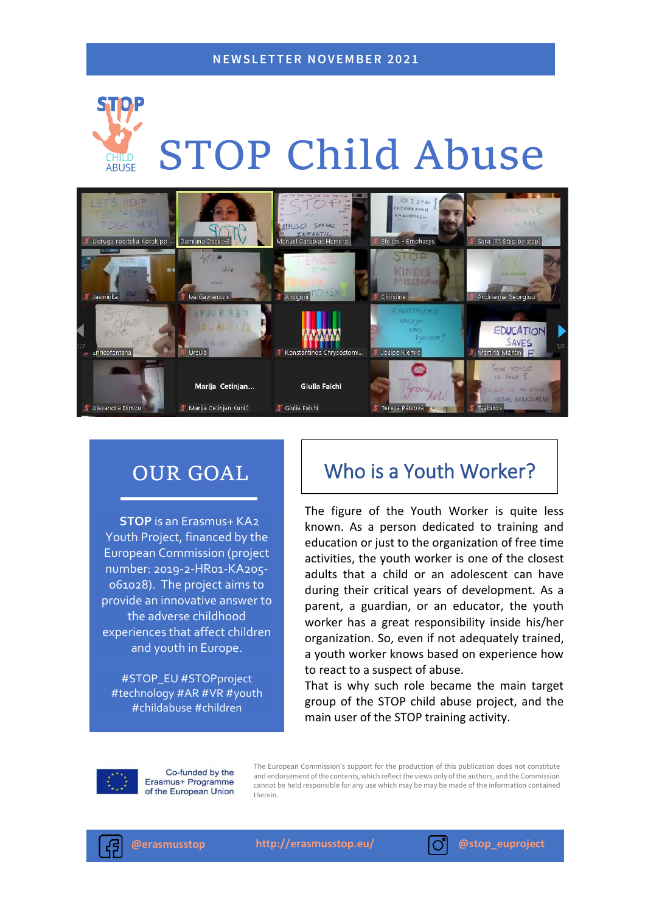NEWSLETTER NOVEMBER 2021

# STOP Child Abuse

## OUR GOAL

**STOP** is an Erasmus+ KA2 Youth Project, financed by the European Commission (project number: 2019-2-HR01-KA205-061028). The project aims to provide an innovative answer to the adverse childhood experiences that affect children and youth in Europe.

#STOP_EU #STOPproject #technology #AR #VR #youth #childabuse #children

## Who is a Youth Worker?

The figure of the Youth Worker is quite less known. As a person dedicated to training and education or just to the organization of free time activities, the youth worker is one of the closest adults that a child or an adolescent can have during their critical years of development. As a parent, a guardian, or an educator, the youth worker has a great responsibility inside his/her organization. So, even if not adequately trained, a youth worker knows based on experience how to react to a suspect of abuse.

That is why such role became the main target group of the STOP child abuse project, and the main user of the STOP training activity.

Co-funded by the Erasmus+ Programme of the European Union

The European Commission's support for the production of this publication does not constitute and endorsement of the contents, which reflect the views only of the authors, and the Commission cannot be held responsible for any use which may be may be made of the information contained therein.

@erasmusstop | http://erasmusstop.eu/ | @stop_euproject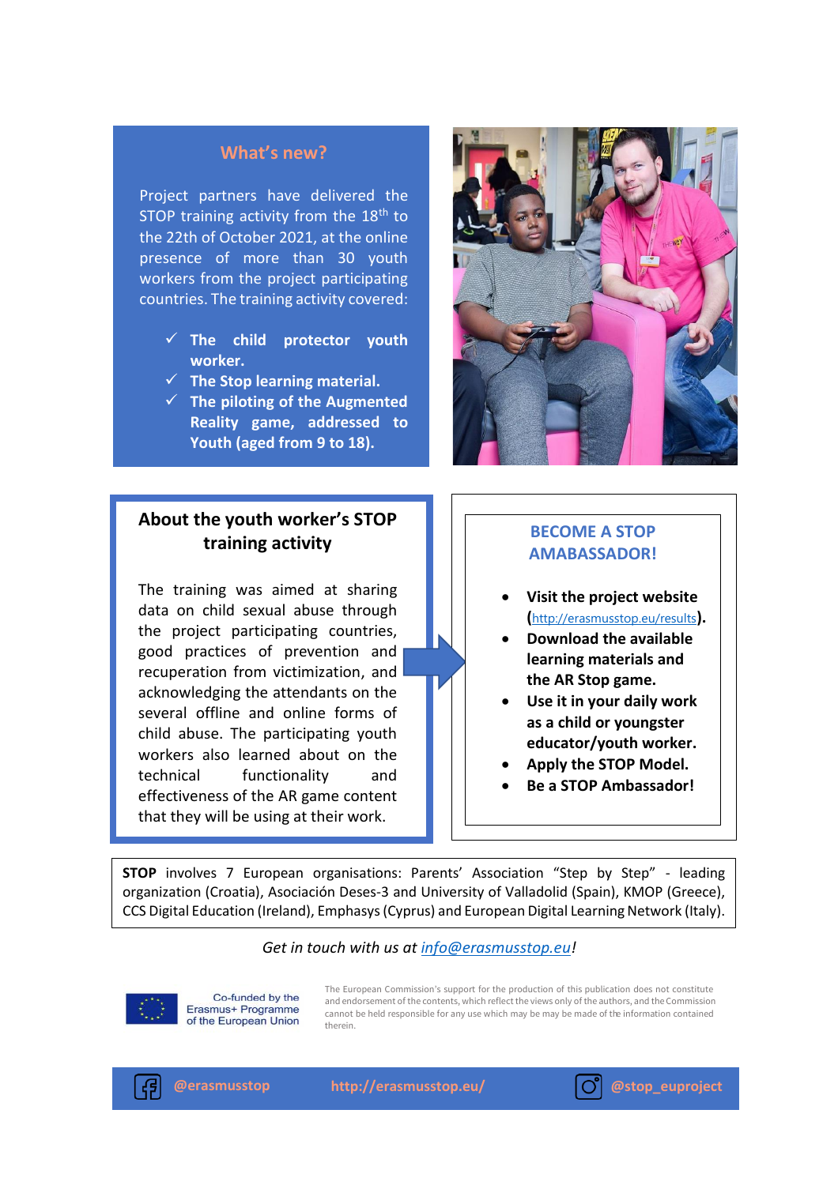## What's new?

Project partners have delivered the STOP training activity from the 18th to the 22th of October 2021, at the online presence of more than 30 youth workers from the project participating countries. The training activity covered:

- ✓ **The child protector youth worker.**
- ✓ **The Stop learning material.**
- ✓ **The piloting of the Augmented Reality game, addressed to Youth (aged from 9 to 18).**

## About the youth worker's STOP training activity

The training was aimed at sharing data on child sexual abuse through the project participating countries, good practices of prevention and recuperation from victimization, and acknowledging the attendants on the several offline and online forms of child abuse. The participating youth workers also learned about on the technical functionality and effectiveness of the AR game content that they will be using at their work.

## BECOME A STOP AMABASSADOR!

- **Visit the project website (http://erasmusstop.eu/results).**
- **Download the available learning materials and the AR Stop game.**
- **Use it in your daily work as a child or youngster educator/youth worker.**
- **Apply the STOP Model.**
- **Be a STOP Ambassador!**

**STOP** involves 7 European organisations: Parents' Association "Step by Step" - leading organization (Croatia), Asociación Deses-3 and University of Valladolid (Spain), KMOP (Greece), CCS Digital Education (Ireland), Emphasys (Cyprus) and European Digital Learning Network (Italy).

*Get in touch with us at info@erasmusstop.eu!*

Co-funded by the Erasmus+ Programme of the European Union

The European Commission's support for the production of this publication does not constitute and endorsement of the contents, which reflect the views only of the authors, and the Commission cannot be held responsible for any use which may be may be made of the information contained therein.

@erasmusstop http://erasmusstop.eu/ @stop_euproject